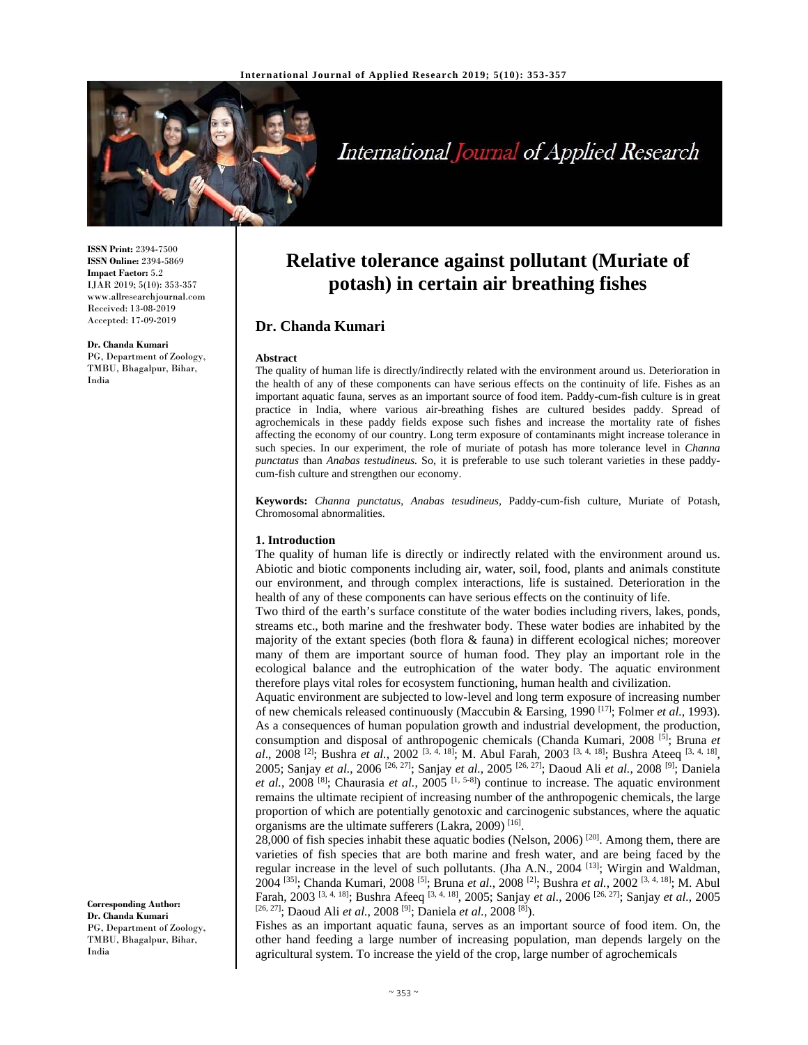**ISSN Print:** 2394-7500
**ISSN Online:** 2394-5869
**Impact Factor:** 5.2
IJAR 2019; 5(10): 353-357
www.allresearchjournal.com
Received: 13-08-2019
Accepted: 17-09-2019

**Dr. Chanda Kumari**
PG, Department of Zoology, TMBU, Bhagalpur, Bihar, India

**Corresponding Author:**
**Dr. Chanda Kumari**
PG, Department of Zoology, TMBU, Bhagalpur, Bihar, India

# Relative tolerance against pollutant (Muriate of potash) in certain air breathing fishes

## Dr. Chanda Kumari

**Abstract**

The quality of human life is directly/indirectly related with the environment around us. Deterioration in the health of any of these components can have serious effects on the continuity of life. Fishes as an important aquatic fauna, serves as an important source of food item. Paddy-cum-fish culture is in great practice in India, where various air-breathing fishes are cultured besides paddy. Spread of agrochemicals in these paddy fields expose such fishes and increase the mortality rate of fishes affecting the economy of our country. Long term exposure of contaminants might increase tolerance in such species. In our experiment, the role of muriate of potash has more tolerance level in *Channa punctatus* than *Anabas testudineus.* So, it is preferable to use such tolerant varieties in these paddy-cum-fish culture and strengthen our economy.

**Keywords:** *Channa punctatus*, *Anabas tesudineus,* Paddy-cum-fish culture, Muriate of Potash, Chromosomal abnormalities.

### 1. Introduction

The quality of human life is directly or indirectly related with the environment around us. Abiotic and biotic components including air, water, soil, food, plants and animals constitute our environment, and through complex interactions, life is sustained. Deterioration in the health of any of these components can have serious effects on the continuity of life.

Two third of the earth's surface constitute of the water bodies including rivers, lakes, ponds, streams etc., both marine and the freshwater body. These water bodies are inhabited by the majority of the extant species (both flora & fauna) in different ecological niches; moreover many of them are important source of human food. They play an important role in the ecological balance and the eutrophication of the water body. The aquatic environment therefore plays vital roles for ecosystem functioning, human health and civilization.

Aquatic environment are subjected to low-level and long term exposure of increasing number of new chemicals released continuously (Maccubin & Earsing, 1990 [17]; Folmer *et al.*, 1993). As a consequences of human population growth and industrial development, the production, consumption and disposal of anthropogenic chemicals (Chanda Kumari, 2008 [5]; Bruna *et al*., 2008 [2]; Bushra *et al.*, 2002 [3, 4, 18]; M. Abul Farah, 2003 [3, 4, 18]; Bushra Ateeq [3, 4, 18], 2005; Sanjay *et al*., 2006 [26, 27]; Sanjay *et al*., 2005 [26, 27]; Daoud Ali *et al.*, 2008 [9]; Daniela *et al.*, 2008 [8]; Chaurasia *et al.*, 2005 [1, 5-8]) continue to increase. The aquatic environment remains the ultimate recipient of increasing number of the anthropogenic chemicals, the large proportion of which are potentially genotoxic and carcinogenic substances, where the aquatic organisms are the ultimate sufferers (Lakra, 2009) [16].

28,000 of fish species inhabit these aquatic bodies (Nelson, 2006) [20]. Among them, there are varieties of fish species that are both marine and fresh water, and are being faced by the regular increase in the level of such pollutants. (Jha A.N., 2004 [13]; Wirgin and Waldman, 2004 [35]; Chanda Kumari, 2008 [5]; Bruna *et al.*, 2008 [2]; Bushra *et al.*, 2002 [3, 4, 18]; M. Abul Farah, 2003 [3, 4, 18]; Bushra Afeeq [3, 4, 18], 2005; Sanjay *et al*., 2006 [26, 27]; Sanjay *et al.*, 2005 [26, 27]; Daoud Ali *et al.*, 2008 [9]; Daniela *et al.*, 2008 [8]).

Fishes as an important aquatic fauna, serves as an important source of food item. On, the other hand feeding a large number of increasing population, man depends largely on the agricultural system. To increase the yield of the crop, large number of agrochemicals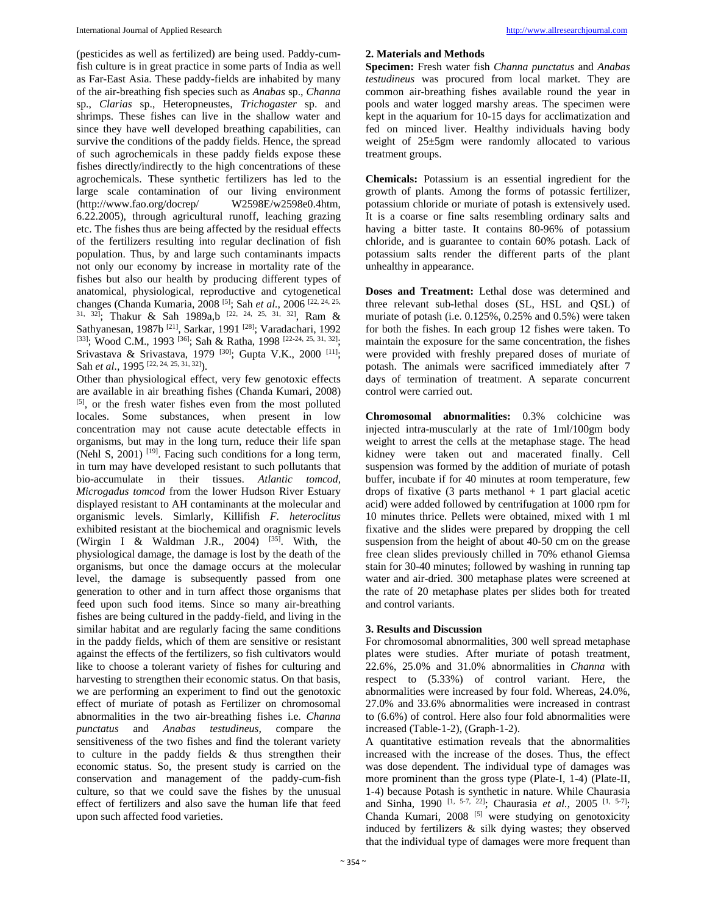(pesticides as well as fertilized) are being used. Paddy-cum-fish culture is in great practice in some parts of India as well as Far-East Asia. These paddy-fields are inhabited by many of the air-breathing fish species such as *Anabas* sp., *Channa* sp., *Clarias* sp., Heteropneustes, *Trichogaster* sp. and shrimps. These fishes can live in the shallow water and since they have well developed breathing capabilities, can survive the conditions of the paddy fields. Hence, the spread of such agrochemicals in these paddy fields expose these fishes directly/indirectly to the high concentrations of these agrochemicals. These synthetic fertilizers has led to the large scale contamination of our living environment (http://www.fao.org/docrep/ W2598E/w2598e0.4htm, 6.22.2005), through agricultural runoff, leaching grazing etc. The fishes thus are being affected by the residual effects of the fertilizers resulting into regular declination of fish population. Thus, by and large such contaminants impacts not only our economy by increase in mortality rate of the fishes but also our health by producing different types of anatomical, physiological, reproductive and cytogenetical changes (Chanda Kumaria, 2008 [5]; Sah *et al.*, 2006 [22, 24, 25, 31, 32]; Thakur & Sah 1989a,b [22, 24, 25, 31, 32], Ram & Sathyanesan, 1987b [21], Sarkar, 1991 [28]; Varadachari, 1992 [33]; Wood C.M., 1993 [36]; Sah & Ratha, 1998 [22-24, 25, 31, 32]; Srivastava & Srivastava, 1979 [30]; Gupta V.K., 2000 [11]; Sah *et al.*, 1995 [22, 24, 25, 31, 32]).

Other than physiological effect, very few genotoxic effects are available in air breathing fishes (Chanda Kumari, 2008) [5], or the fresh water fishes even from the most polluted locales. Some substances, when present in low concentration may not cause acute detectable effects in organisms, but may in the long turn, reduce their life span (Nehl S, 2001) [19]. Facing such conditions for a long term, in turn may have developed resistant to such pollutants that bio-accumulate in their tissues. *Atlantic tomcod, Microgadus tomcod* from the lower Hudson River Estuary displayed resistant to AH contaminants at the molecular and organismic levels. Simlarly, Killifish *F. heteroclitus* exhibited resistant at the biochemical and oragnismic levels (Wirgin I & Waldman J.R., 2004) [35]. With, the physiological damage, the damage is lost by the death of the organisms, but once the damage occurs at the molecular level, the damage is subsequently passed from one generation to other and in turn affect those organisms that feed upon such food items. Since so many air-breathing fishes are being cultured in the paddy-field, and living in the similar habitat and are regularly facing the same conditions in the paddy fields, which of them are sensitive or resistant against the effects of the fertilizers, so fish cultivators would like to choose a tolerant variety of fishes for culturing and harvesting to strengthen their economic status. On that basis, we are performing an experiment to find out the genotoxic effect of muriate of potash as Fertilizer on chromosomal abnormalities in the two air-breathing fishes i.e. *Channa punctatus* and *Anabas testudineus,* compare the sensitiveness of the two fishes and find the tolerant variety to culture in the paddy fields & thus strengthen their economic status. So, the present study is carried on the conservation and management of the paddy-cum-fish culture, so that we could save the fishes by the unusual effect of fertilizers and also save the human life that feed upon such affected food varieties.

## 2. Materials and Methods

**Specimen:** Fresh water fish *Channa punctatus* and *Anabas testudineus* was procured from local market. They are common air-breathing fishes available round the year in pools and water logged marshy areas. The specimen were kept in the aquarium for 10-15 days for acclimatization and fed on minced liver. Healthy individuals having body weight of 25±5gm were randomly allocated to various treatment groups.

**Chemicals:** Potassium is an essential ingredient for the growth of plants. Among the forms of potassic fertilizer, potassium chloride or muriate of potash is extensively used. It is a coarse or fine salts resembling ordinary salts and having a bitter taste. It contains 80-96% of potassium chloride, and is guarantee to contain 60% potash. Lack of potassium salts render the different parts of the plant unhealthy in appearance.

**Doses and Treatment:** Lethal dose was determined and three relevant sub-lethal doses (SL, HSL and QSL) of muriate of potash (i.e. 0.125%, 0.25% and 0.5%) were taken for both the fishes. In each group 12 fishes were taken. To maintain the exposure for the same concentration, the fishes were provided with freshly prepared doses of muriate of potash. The animals were sacrificed immediately after 7 days of termination of treatment. A separate concurrent control were carried out.

**Chromosomal abnormalities:** 0.3% colchicine was injected intra-muscularly at the rate of 1ml/100gm body weight to arrest the cells at the metaphase stage. The head kidney were taken out and macerated finally. Cell suspension was formed by the addition of muriate of potash buffer, incubate if for 40 minutes at room temperature, few drops of fixative (3 parts methanol + 1 part glacial acetic acid) were added followed by centrifugation at 1000 rpm for 10 minutes thrice. Pellets were obtained, mixed with 1 ml fixative and the slides were prepared by dropping the cell suspension from the height of about 40-50 cm on the grease free clean slides previously chilled in 70% ethanol Giemsa stain for 30-40 minutes; followed by washing in running tap water and air-dried. 300 metaphase plates were screened at the rate of 20 metaphase plates per slides both for treated and control variants.

## 3. Results and Discussion

For chromosomal abnormalities, 300 well spread metaphase plates were studies. After muriate of potash treatment, 22.6%, 25.0% and 31.0% abnormalities in *Channa* with respect to (5.33%) of control variant. Here, the abnormalities were increased by four fold. Whereas, 24.0%, 27.0% and 33.6% abnormalities were increased in contrast to (6.6%) of control. Here also four fold abnormalities were increased (Table-1-2), (Graph-1-2).

A quantitative estimation reveals that the abnormalities increased with the increase of the doses. Thus, the effect was dose dependent. The individual type of damages was more prominent than the gross type (Plate-I, 1-4) (Plate-II, 1-4) because Potash is synthetic in nature. While Chaurasia and Sinha, 1990 [1, 5-7, 22]; Chaurasia *et al.*, 2005 [1, 5-7]; Chanda Kumari, 2008 [5] were studying on genotoxicity induced by fertilizers & silk dying wastes; they observed that the individual type of damages were more frequent than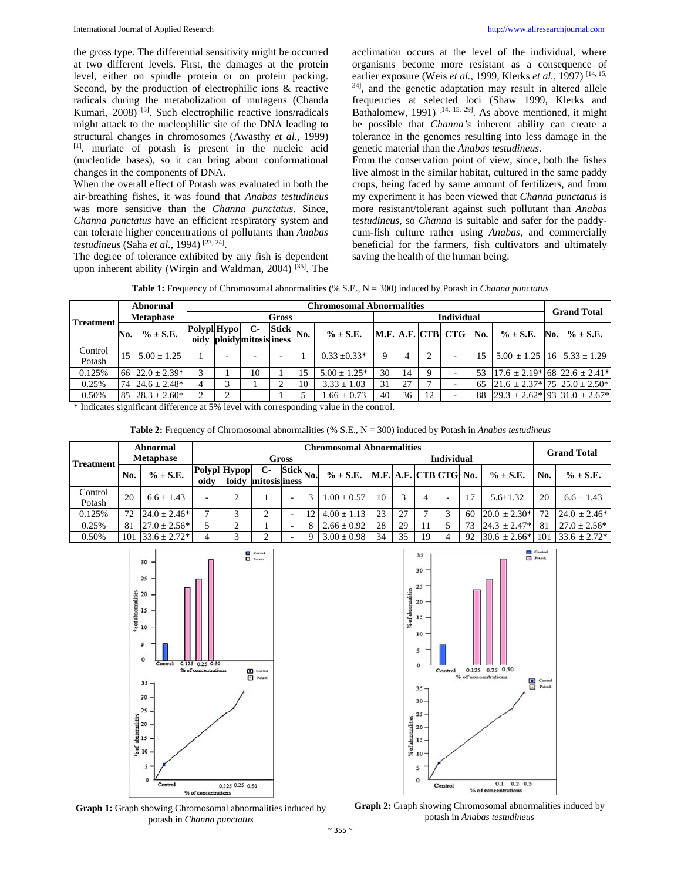the gross type. The differential sensitivity might be occurred at two different levels. First, the damages at the protein level, either on spindle protein or on protein packing. Second, by the production of electrophilic ions & reactive radicals during the metabolization of mutagens (Chanda Kumari, 2008) [5]. Such electrophilic reactive ions/radicals might attack to the nucleophilic site of the DNA leading to structural changes in chromosomes (Awasthy *et al.*, 1999) [1]. muriate of potash is present in the nucleic acid (nucleotide bases), so it can bring about conformational changes in the components of DNA.

When the overall effect of Potash was evaluated in both the air-breathing fishes, it was found that *Anabas testudineus* was more sensitive than the *Channa punctatus*. Since, *Channa punctatus* have an efficient respiratory system and can tolerate higher concentrations of pollutants than *Anabas testudineus* (Saha *et al.*, 1994) [23, 24].

The degree of tolerance exhibited by any fish is dependent upon inherent ability (Wirgin and Waldman, 2004) [35]. The acclimation occurs at the level of the individual, where organisms become more resistant as a consequence of earlier exposure (Weis *et al.*, 1999, Klerks *et al.*, 1997) [14, 15, 34], and the genetic adaptation may result in altered allele frequencies at selected loci (Shaw 1999, Klerks and Bathalomew, 1991) [14, 15, 29]. As above mentioned, it might be possible that *Channa's* inherent ability can create a tolerance in the genomes resulting into less damage in the genetic material than the *Anabas testudineus.*

From the conservation point of view, since, both the fishes live almost in the similar habitat, cultured in the same paddy crops, being faced by same amount of fertilizers, and from my experiment it has been viewed that *Channa punctatus* is more resistant/tolerant against such pollutant than *Anabas testudineus*, so *Channa* is suitable and safer for the paddy-cum-fish culture rather using *Anabas,* and commercially beneficial for the farmers, fish cultivators and ultimately saving the health of the human being.

**Table 1:** Frequency of Chromosomal abnormalities (% S.E., N = 300) induced by Potash in *Channa punctatus*

| Treatment | Abnormal Metaphase | | Chromosomal Abnormalities | | | | | | | | | | | | | Grand Total | |
|---|---|---|---|---|---|---|---|---|---|---|---|---|---|---|---|---|---|
| | | | Gross | | | | | | Individual | | | | | | | | |
| | No. | % ± S.E. | Polyploidy | Hypoploidy | C-mitosis | Stickiness | No. | % ± S.E. | M.F. | A.F. | CTB | CTG | No. | % ± S.E. | No. | % ± S.E. |
| Control Potash | 15 | 5.00 ± 1.25 | 1 | - | - | - | 1 | 0.33 ±0.33* | 9 | 4 | 2 | - | 15 | 5.00 ± 1.25 | 16 | 5.33 ± 1.29 |
| 0.125% | 66 | 22.0 ± 2.39* | 3 | 1 | 10 | 1 | 15 | 5.00 ± 1.25* | 30 | 14 | 9 | - | 53 | 17.6 ± 2.19* | 68 | 22.6 ± 2.41* |
| 0.25% | 74 | 24.6 ± 2.48* | 4 | 3 | 1 | 2 | 10 | 3.33 ± 1.03 | 31 | 27 | 7 | - | 65 | 21.6 ± 2.37* | 75 | 25.0 ± 2.50* |
| 0.50% | 85 | 28.3 ± 2.60* | 2 | 2 | | 1 | 5 | 1.66 ± 0.73 | 40 | 36 | 12 | - | 88 | 29.3 ± 2.62* | 93 | 31.0 ± 2.67* |

\* Indicates significant difference at 5% level with corresponding value in the control.

**Table 2:** Frequency of Chromosomal abnormalities (% S.E., N = 300) induced by Potash in *Anabas testudineus*

| Treatment | Abnormal Metaphase | | Chromosomal Abnormalities | | | | | | | | | | | | | Grand Total | |
|---|---|---|---|---|---|---|---|---|---|---|---|---|---|---|---|---|---|
| | | | Gross | | | | | | Individual | | | | | | | | |
| | No. | % ± S.E. | Polyploidy | Hypoploidy | C-mitosis | Stickiness | No. | % ± S.E. | M.F. | A.F. | CTB | CTG | No. | % ± S.E. | No. | % ± S.E. |
| Control Potash | 20 | 6.6 ± 1.43 | - | 2 | 1 | - | 3 | 1.00 ± 0.57 | 10 | 3 | 4 | - | 17 | 5.6±1.32 | 20 | 6.6 ± 1.43 |
| 0.125% | 72 | 24.0 ± 2.46* | 7 | 3 | 2 | - | 12 | 4.00 ± 1.13 | 23 | 27 | 7 | 3 | 60 | 20.0 ± 2.30* | 72 | 24.0 ± 2.46* |
| 0.25% | 81 | 27.0 ± 2.56* | 5 | 2 | 1 | - | 8 | 2.66 ± 0.92 | 28 | 29 | 11 | 5 | 73 | 24.3 ± 2.47* | 81 | 27.0 ± 2.56* |
| 0.50% | 101 | 33.6 ± 2.72* | 4 | 3 | 2 | - | 9 | 3.00 ± 0.98 | 34 | 35 | 19 | 4 | 92 | 30.6 ± 2.66* | 101 | 33.6 ± 2.72* |

**Graph 1:** Graph showing Chromosomal abnormalities induced by potash in *Channa punctatus*

**Graph 2:** Graph showing Chromosomal abnormalities induced by potash in *Anabas testudineus*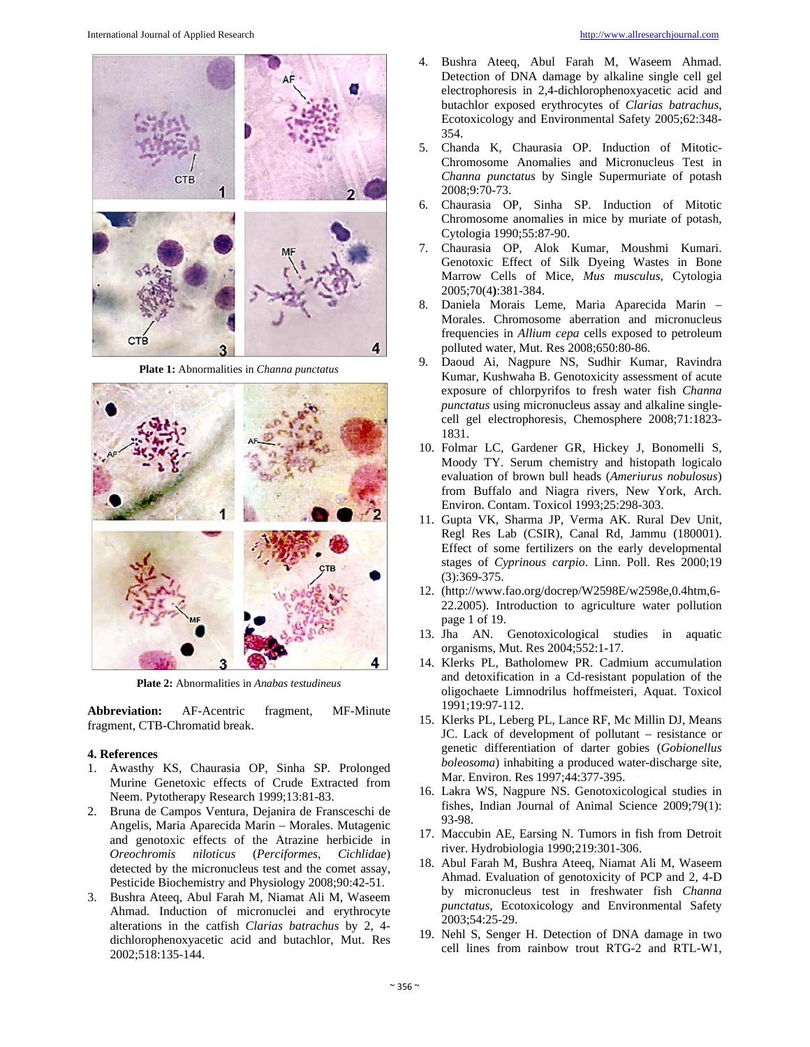**Plate 1:** Abnormalities in *Channa punctatus*

**Plate 2:** Abnormalities in *Anabas testudineus*

**Abbreviation:** AF-Acentric fragment, MF-Minute fragment, CTB-Chromatid break.

## 4. References

1. Awasthy KS, Chaurasia OP, Sinha SP. Prolonged Murine Genetoxic effects of Crude Extracted from Neem. Pytotherapy Research 1999;13:81-83.
2. Bruna de Campos Ventura, Dejanira de Fransceschi de Angelis, Maria Aparecida Marin – Morales. Mutagenic and genotoxic effects of the Atrazine herbicide in *Oreochromis niloticus* (*Perciformes*, *Cichlidae*) detected by the micronucleus test and the comet assay, Pesticide Biochemistry and Physiology 2008;90:42-51.
3. Bushra Ateeq, Abul Farah M, Niamat Ali M, Waseem Ahmad. Induction of micronuclei and erythrocyte alterations in the catfish *Clarias batrachus* by 2, 4-dichlorophenoxyacetic acid and butachlor, Mut. Res 2002;518:135-144.
4. Bushra Ateeq, Abul Farah M, Waseem Ahmad. Detection of DNA damage by alkaline single cell gel electrophoresis in 2,4-dichlorophenoxyacetic acid and butachlor exposed erythrocytes of *Clarias batrachus*, Ecotoxicology and Environmental Safety 2005;62:348-354.
5. Chanda K, Chaurasia OP. Induction of Mitotic-Chromosome Anomalies and Micronucleus Test in *Channa punctatus* by Single Supermuriate of potash 2008;9:70-73.
6. Chaurasia OP, Sinha SP. Induction of Mitotic Chromosome anomalies in mice by muriate of potash, Cytologia 1990;55:87-90.
7. Chaurasia OP, Alok Kumar, Moushmi Kumari. Genotoxic Effect of Silk Dyeing Wastes in Bone Marrow Cells of Mice, *Mus musculus*, Cytologia 2005;70(4):381-384.
8. Daniela Morais Leme, Maria Aparecida Marin – Morales. Chromosome aberration and micronucleus frequencies in *Allium cepa* cells exposed to petroleum polluted water, Mut. Res 2008;650:80-86.
9. Daoud Ai, Nagpure NS, Sudhir Kumar, Ravindra Kumar, Kushwaha B. Genotoxicity assessment of acute exposure of chlorpyrifos to fresh water fish *Channa punctatus* using micronucleus assay and alkaline single-cell gel electrophoresis, Chemosphere 2008;71:1823-1831.
10. Folmar LC, Gardener GR, Hickey J, Bonomelli S, Moody TY. Serum chemistry and histopath logicalo evaluation of brown bull heads (*Ameriurus nobulosus*) from Buffalo and Niagra rivers, New York, Arch. Environ. Contam. Toxicol 1993;25:298-303.
11. Gupta VK, Sharma JP, Verma AK. Rural Dev Unit, Regl Res Lab (CSIR), Canal Rd, Jammu (180001). Effect of some fertilizers on the early developmental stages of *Cyprinous carpio*. Linn. Poll. Res 2000;19 (3):369-375.
12. (http://www.fao.org/docrep/W2598E/w2598e,0.4htm,6-22.2005). Introduction to agriculture water pollution page 1 of 19.
13. Jha AN. Genotoxicological studies in aquatic organisms, Mut. Res 2004;552:1-17.
14. Klerks PL, Batholomew PR. Cadmium accumulation and detoxification in a Cd-resistant population of the oligochaete Limnodrilus hoffmeisteri, Aquat. Toxicol 1991;19:97-112.
15. Klerks PL, Leberg PL, Lance RF, Mc Millin DJ, Means JC. Lack of development of pollutant – resistance or genetic differentiation of darter gobies (*Gobionellus boleosoma*) inhabiting a produced water-discharge site, Mar. Environ. Res 1997;44:377-395.
16. Lakra WS, Nagpure NS. Genotoxicological studies in fishes, Indian Journal of Animal Science 2009;79(1): 93-98.
17. Maccubin AE, Earsing N. Tumors in fish from Detroit river. Hydrobiologia 1990;219:301-306.
18. Abul Farah M, Bushra Ateeq, Niamat Ali M, Waseem Ahmad. Evaluation of genotoxicity of PCP and 2, 4-D by micronucleus test in freshwater fish *Channa punctatus*, Ecotoxicology and Environmental Safety 2003;54:25-29.
19. Nehl S, Senger H. Detection of DNA damage in two cell lines from rainbow trout RTG-2 and RTL-W1,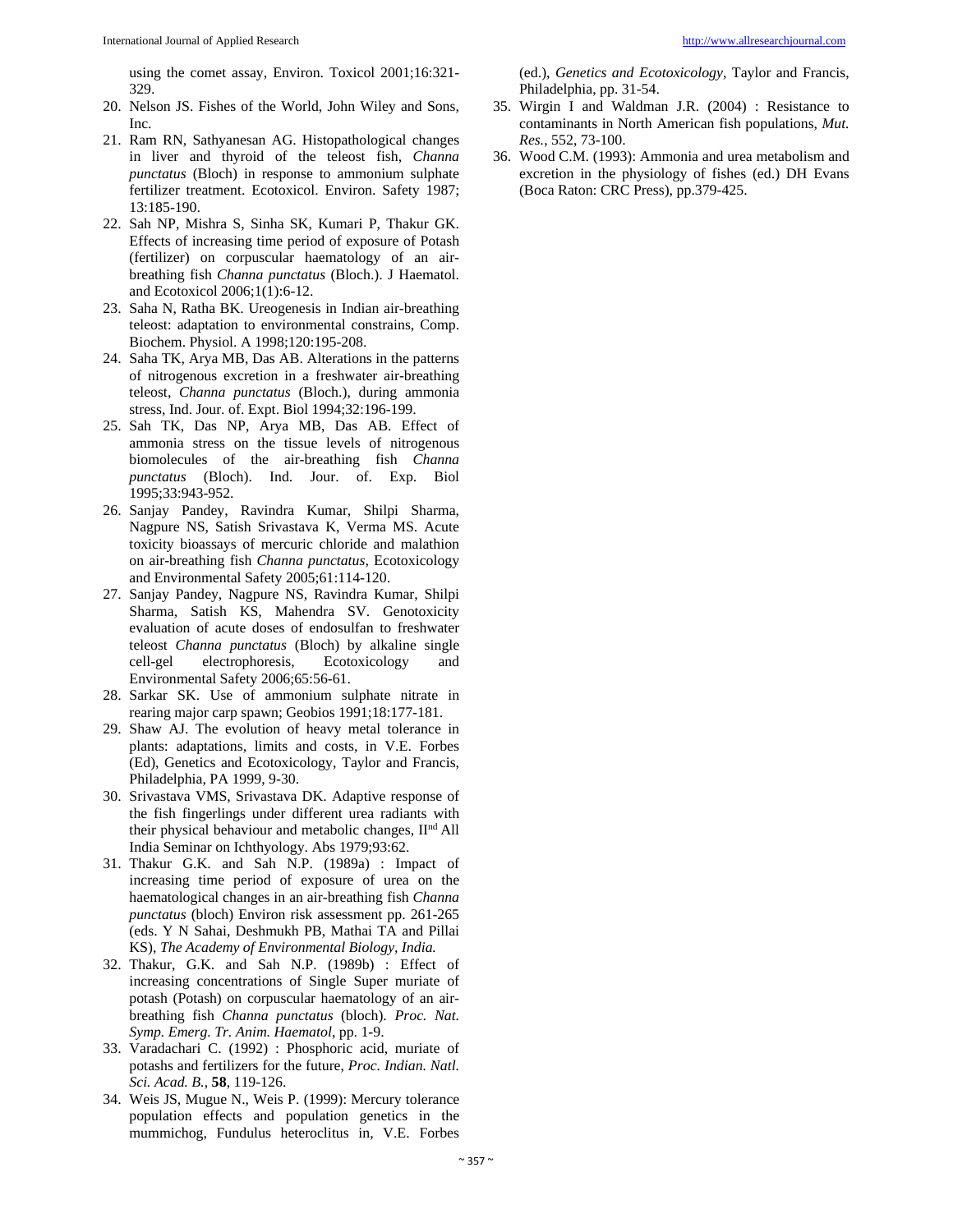using the comet assay, Environ. Toxicol 2001;16:321-329.

20. Nelson JS. Fishes of the World, John Wiley and Sons, Inc.
21. Ram RN, Sathyanesan AG. Histopathological changes in liver and thyroid of the teleost fish, *Channa punctatus* (Bloch) in response to ammonium sulphate fertilizer treatment. Ecotoxicol. Environ. Safety 1987; 13:185-190.
22. Sah NP, Mishra S, Sinha SK, Kumari P, Thakur GK. Effects of increasing time period of exposure of Potash (fertilizer) on corpuscular haematology of an air-breathing fish *Channa punctatus* (Bloch.). J Haematol. and Ecotoxicol 2006;1(1):6-12.
23. Saha N, Ratha BK. Ureogenesis in Indian air-breathing teleost: adaptation to environmental constrains, Comp. Biochem. Physiol. A 1998;120:195-208.
24. Saha TK, Arya MB, Das AB. Alterations in the patterns of nitrogenous excretion in a freshwater air-breathing teleost, *Channa punctatus* (Bloch.), during ammonia stress, Ind. Jour. of. Expt. Biol 1994;32:196-199.
25. Sah TK, Das NP, Arya MB, Das AB. Effect of ammonia stress on the tissue levels of nitrogenous biomolecules of the air-breathing fish *Channa punctatus* (Bloch). Ind. Jour. of. Exp. Biol 1995;33:943-952.
26. Sanjay Pandey, Ravindra Kumar, Shilpi Sharma, Nagpure NS, Satish Srivastava K, Verma MS. Acute toxicity bioassays of mercuric chloride and malathion on air-breathing fish *Channa punctatus*, Ecotoxicology and Environmental Safety 2005;61:114-120.
27. Sanjay Pandey, Nagpure NS, Ravindra Kumar, Shilpi Sharma, Satish KS, Mahendra SV. Genotoxicity evaluation of acute doses of endosulfan to freshwater teleost *Channa punctatus* (Bloch) by alkaline single cell-gel electrophoresis, Ecotoxicology and Environmental Safety 2006;65:56-61.
28. Sarkar SK. Use of ammonium sulphate nitrate in rearing major carp spawn; Geobios 1991;18:177-181.
29. Shaw AJ. The evolution of heavy metal tolerance in plants: adaptations, limits and costs, in V.E. Forbes (Ed), Genetics and Ecotoxicology, Taylor and Francis, Philadelphia, PA 1999, 9-30.
30. Srivastava VMS, Srivastava DK. Adaptive response of the fish fingerlings under different urea radiants with their physical behaviour and metabolic changes, II$^{nd}$ All India Seminar on Ichthyology. Abs 1979;93:62.
31. Thakur G.K. and Sah N.P. (1989a) : Impact of increasing time period of exposure of urea on the haematological changes in an air-breathing fish *Channa punctatus* (bloch) Environ risk assessment pp. 261-265 (eds. Y N Sahai, Deshmukh PB, Mathai TA and Pillai KS), *The Academy of Environmental Biology, India.*
32. Thakur, G.K. and Sah N.P. (1989b) : Effect of increasing concentrations of Single Super muriate of potash (Potash) on corpuscular haematology of an air-breathing fish *Channa punctatus* (bloch). *Proc. Nat. Symp. Emerg. Tr. Anim. Haematol*, pp. 1-9.
33. Varadachari C. (1992) : Phosphoric acid, muriate of potashs and fertilizers for the future, *Proc. Indian. Natl. Sci. Acad. B.*, **58**, 119-126.
34. Weis JS, Mugue N., Weis P. (1999): Mercury tolerance population effects and population genetics in the mummichog, Fundulus heteroclitus in, V.E. Forbes (ed.), *Genetics and Ecotoxicology*, Taylor and Francis, Philadelphia, pp. 31-54.
35. Wirgin I and Waldman J.R. (2004) : Resistance to contaminants in North American fish populations, *Mut. Res.*, 552, 73-100.
36. Wood C.M. (1993): Ammonia and urea metabolism and excretion in the physiology of fishes (ed.) DH Evans (Boca Raton: CRC Press), pp.379-425.